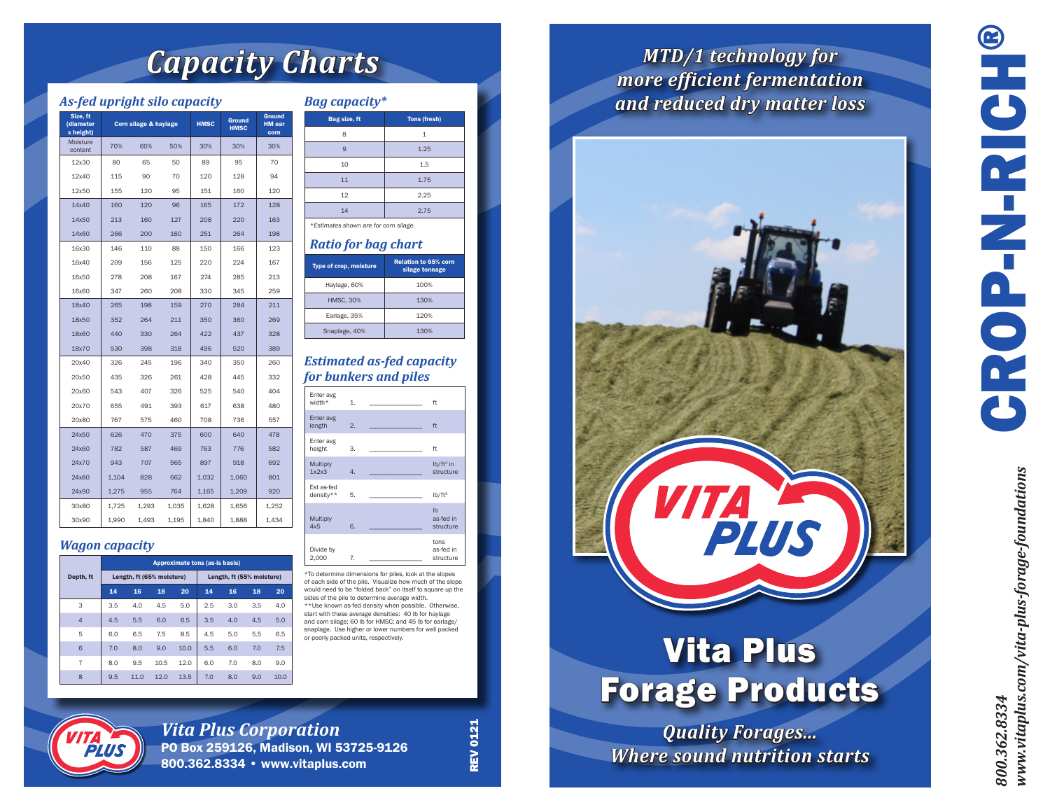# Capacity Charts

## As-fed upright silo capacity

| Size, ft (diameter x height) | Corn silage & haylage | | | HMSC | Ground HMSC | Ground HM ear corn |
|---|---|---|---|---|---|---|
| Moisture content | 70% | 60% | 50% | 30% | 30% | 30% |
| 12x30 | 80 | 65 | 50 | 89 | 95 | 70 |
| 12x40 | 115 | 90 | 70 | 120 | 128 | 94 |
| 12x50 | 155 | 120 | 95 | 151 | 160 | 120 |
| 14x40 | 160 | 120 | 96 | 165 | 172 | 128 |
| 14x50 | 213 | 160 | 127 | 208 | 220 | 163 |
| 14x60 | 266 | 200 | 160 | 251 | 264 | 198 |
| 16x30 | 146 | 110 | 88 | 150 | 166 | 123 |
| 16x40 | 209 | 156 | 125 | 220 | 224 | 167 |
| 16x50 | 278 | 208 | 167 | 274 | 285 | 213 |
| 16x60 | 347 | 260 | 208 | 330 | 345 | 259 |
| 18x40 | 265 | 198 | 159 | 270 | 284 | 211 |
| 18x50 | 352 | 264 | 211 | 350 | 360 | 269 |
| 18x60 | 440 | 330 | 264 | 422 | 437 | 328 |
| 18x70 | 530 | 398 | 318 | 496 | 520 | 389 |
| 20x40 | 326 | 245 | 196 | 340 | 350 | 260 |
| 20x50 | 435 | 326 | 261 | 428 | 445 | 332 |
| 20x60 | 543 | 407 | 326 | 525 | 540 | 404 |
| 20x70 | 655 | 491 | 393 | 617 | 638 | 480 |
| 20x80 | 767 | 575 | 460 | 708 | 736 | 557 |
| 24x50 | 626 | 470 | 375 | 600 | 640 | 478 |
| 24x60 | 782 | 587 | 469 | 763 | 776 | 582 |
| 24x70 | 943 | 707 | 565 | 897 | 918 | 692 |
| 24x80 | 1,104 | 828 | 662 | 1,032 | 1,060 | 801 |
| 24x90 | 1,275 | 955 | 764 | 1,165 | 1,209 | 920 |
| 30x80 | 1,725 | 1,293 | 1,035 | 1,628 | 1,656 | 1,252 |
| 30x90 | 1,990 | 1,493 | 1,195 | 1,840 | 1,888 | 1,434 |

## Wagon capacity

| Depth, ft | Approximate tons (as-is basis) | | | | | | | |
|---|---|---|---|---|---|---|---|---|
| | Length, ft (65% moisture) | | | | Length, ft (55% moisture) | | | |
| | 14 | 16 | 18 | 20 | 14 | 16 | 18 | 20 |
| 3 | 3.5 | 4.0 | 4.5 | 5.0 | 2.5 | 3.0 | 3.5 | 4.0 |
| 4 | 4.5 | 5.5 | 6.0 | 6.5 | 3.5 | 4.0 | 4.5 | 5.0 |
| 5 | 6.0 | 6.5 | 7.5 | 8.5 | 4.5 | 5.0 | 5.5 | 6.5 |
| 6 | 7.0 | 8.0 | 9.0 | 10.0 | 5.5 | 6.0 | 7.0 | 7.5 |
| 7 | 8.0 | 9.5 | 10.5 | 12.0 | 6.0 | 7.0 | 8.0 | 9.0 |
| 8 | 9.5 | 11.0 | 12.0 | 13.5 | 7.0 | 8.0 | 9.0 | 10.0 |

## Bag capacity*

| Bag size, ft | Tons (fresh) |
|---|---|
| 8 | 1 |
| 9 | 1.25 |
| 10 | 1.5 |
| 11 | 1.75 |
| 12 | 2.25 |
| 14 | 2.75 |

*Estimates shown are for corn silage.

## Ratio for bag chart

| Type of crop, moisture | Relation to 65% corn silage tonnage |
|---|---|
| Haylage, 60% | 100% |
| HMSC, 30% | 130% |
| Earlage, 35% | 120% |
| Snaplage, 40% | 130% |

## Estimated as-fed capacity for bunkers and piles

| | | | |
|---|---|---|---|
| Enter avg width* | 1. | ____________ | ft |
| Enter avg length | 2. | ____________ | ft |
| Enter avg height | 3. | ____________ | ft |
| Multiply 1x2x3 | 4. | ____________ | lb/ft³ in structure |
| Est as-fed density** | 5. | ____________ | lb/ft³ |
| Multiply 4x5 | 6. | ____________ | lb as-fed in structure |
| Divide by 2,000 | 7. | ____________ | tons as-fed in structure |

*To determine dimensions for piles, look at the slopes of each side of the pile. Visualize how much of the slope would need to be "folded back" on itself to square up the sides of the pile to determine average width.
**Use known as-fed density when possible. Otherwise, start with these average densities: 40 lb for haylage and corn silage; 60 lb for HMSC; and 45 lb for earlage/snaplage. Use higher or lower numbers for well packed or poorly packed units, respectively.

**Vita Plus Corporation**
PO Box 259126, Madison, WI 53725-9126
800.362.8334 • www.vitaplus.com

REV 0121

*MTD/1 technology for more efficient fermentation and reduced dry matter loss*

# CROP-N-RICH®

# Vita Plus Forage Products

*Quality Forages... Where sound nutrition starts*

*800.362.8334*
*www.vitaplus.com/vita-plus-forage-foundations*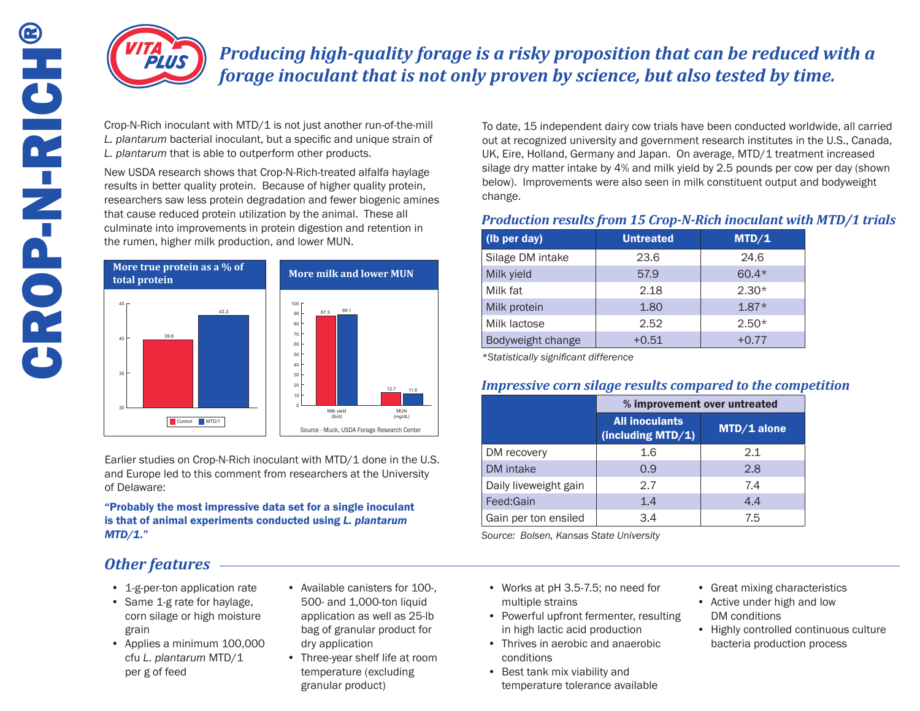CROP-N-RICH®

VITA PLUS

## *Producing high-quality forage is a risky proposition that can be reduced with a forage inoculant that is not only proven by science, but also tested by time.*

Crop-N-Rich inoculant with MTD/1 is not just another run-of-the-mill *L. plantarum* bacterial inoculant, but a specific and unique strain of *L. plantarum* that is able to outperform other products.

New USDA research shows that Crop-N-Rich-treated alfalfa haylage results in better quality protein. Because of higher quality protein, researchers saw less protein degradation and fewer biogenic amines that cause reduced protein utilization by the animal. These all culminate into improvements in protein digestion and retention in the rumen, higher milk production, and lower MUN.

**More true protein as a % of total protein**

45
40
35
30
39.8
43.3
Control
MTD/1

**More milk and lower MUN**

100
90
80
70
60
50
40
30
20
10
0
87.3
89.1
12.7
11.6
Milk yield (lb/d)
MUN (mg/dL)

Source - Muck, USDA Forage Research Center

Earlier studies on Crop-N-Rich inoculant with MTD/1 done in the U.S. and Europe led to this comment from researchers at the University of Delaware:

**"Probably the most impressive data set for a single inoculant is that of animal experiments conducted using *L. plantarum MTD/1*."**

To date, 15 independent dairy cow trials have been conducted worldwide, all carried out at recognized university and government research institutes in the U.S., Canada, UK, Eire, Holland, Germany and Japan. On average, MTD/1 treatment increased silage dry matter intake by 4% and milk yield by 2.5 pounds per cow per day (shown below). Improvements were also seen in milk constituent output and bodyweight change.

### *Production results from 15 Crop-N-Rich inoculant with MTD/1 trials*

| (lb per day) | Untreated | MTD/1 |
|---|---|---|
| Silage DM intake | 23.6 | 24.6 |
| Milk yield | 57.9 | 60.4* |
| Milk fat | 2.18 | 2.30* |
| Milk protein | 1.80 | 1.87* |
| Milk lactose | 2.52 | 2.50* |
| Bodyweight change | +0.51 | +0.77 |

*\*Statistically significant difference*

### *Impressive corn silage results compared to the competition*

| | % improvement over untreated | |
|---|---|---|
| | All inoculants (including MTD/1) | MTD/1 alone |
| DM recovery | 1.6 | 2.1 |
| DM intake | 0.9 | 2.8 |
| Daily liveweight gain | 2.7 | 7.4 |
| Feed:Gain | 1.4 | 4.4 |
| Gain per ton ensiled | 3.4 | 7.5 |

*Source: Bolsen, Kansas State University*

## *Other features*

- 1-g-per-ton application rate
- Same 1-g rate for haylage, corn silage or high moisture grain
- Applies a minimum 100,000 cfu *L. plantarum* MTD/1 per g of feed
- Available canisters for 100-, 500- and 1,000-ton liquid application as well as 25-lb bag of granular product for dry application
- Three-year shelf life at room temperature (excluding granular product)
- Works at pH 3.5-7.5; no need for multiple strains
- Powerful upfront fermenter, resulting in high lactic acid production
- Thrives in aerobic and anaerobic conditions
- Best tank mix viability and temperature tolerance available
- Great mixing characteristics
- Active under high and low DM conditions
- Highly controlled continuous culture bacteria production process